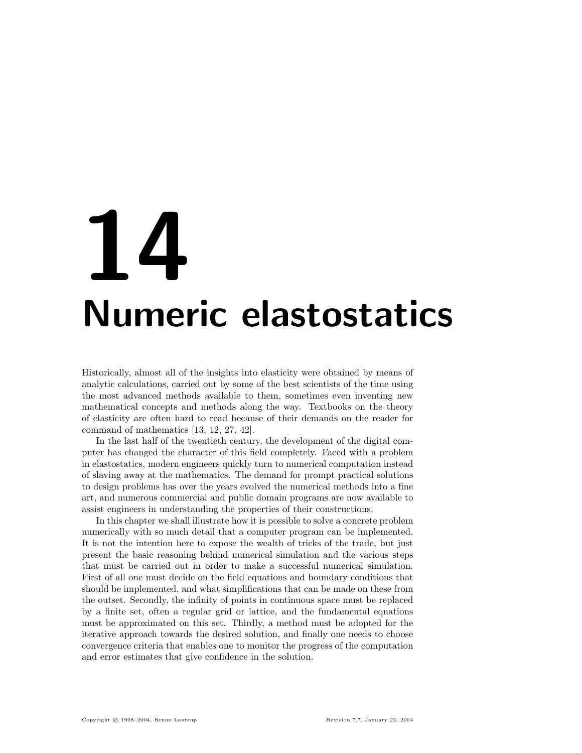# 14 Numeric elastostatics

Historically, almost all of the insights into elasticity were obtained by means of analytic calculations, carried out by some of the best scientists of the time using the most advanced methods available to them, sometimes even inventing new mathematical concepts and methods along the way. Textbooks on the theory of elasticity are often hard to read because of their demands on the reader for command of mathematics [13, 12, 27, 42].

In the last half of the twentieth century, the development of the digital computer has changed the character of this field completely. Faced with a problem in elastostatics, modern engineers quickly turn to numerical computation instead of slaving away at the mathematics. The demand for prompt practical solutions to design problems has over the years evolved the numerical methods into a fine art, and numerous commercial and public domain programs are now available to assist engineers in understanding the properties of their constructions.

In this chapter we shall illustrate how it is possible to solve a concrete problem numerically with so much detail that a computer program can be implemented. It is not the intention here to expose the wealth of tricks of the trade, but just present the basic reasoning behind numerical simulation and the various steps that must be carried out in order to make a successful numerical simulation. First of all one must decide on the field equations and boundary conditions that should be implemented, and what simplifications that can be made on these from the outset. Secondly, the infinity of points in continuous space must be replaced by a finite set, often a regular grid or lattice, and the fundamental equations must be approximated on this set. Thirdly, a method must be adopted for the iterative approach towards the desired solution, and finally one needs to choose convergence criteria that enables one to monitor the progress of the computation and error estimates that give confidence in the solution.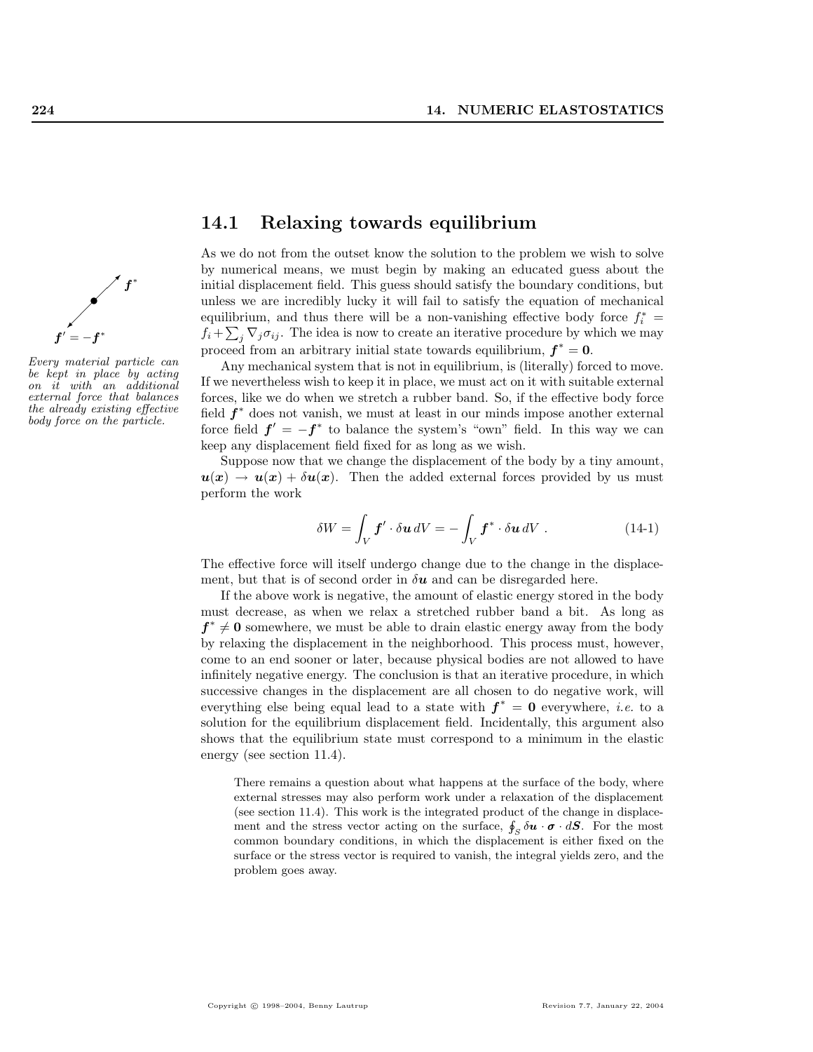## 14.1 Relaxing towards equilibrium

*Every material particle can be kept in place by acting on it with an additional external force that balances the already existing effective body force on the particle.*

As we do not from the outset know the solution to the problem we wish to solve by numerical means, we must begin by making an educated guess about the initial displacement field. This guess should satisfy the boundary conditions, but unless we are incredibly lucky it will fail to satisfy the equation of mechanical equilibrium, and thus there will be a non-vanishing effective body force $f_i^* = f_i + \sum_j \nabla_j \sigma_{ij}$. The idea is now to create an iterative procedure by which we may proceed from an arbitrary initial state towards equilibrium, $\boldsymbol{f}^* = \boldsymbol{0}$.

Any mechanical system that is not in equilibrium, is (literally) forced to move. If we nevertheless wish to keep it in place, we must act on it with suitable external forces, like we do when we stretch a rubber band. So, if the effective body force field $\boldsymbol{f}^*$ does not vanish, we must at least in our minds impose another external force field $\boldsymbol{f}' = -\boldsymbol{f}^*$ to balance the system's "own" field. In this way we can keep any displacement field fixed for as long as we wish.

Suppose now that we change the displacement of the body by a tiny amount, $\boldsymbol{u}(\boldsymbol{x}) \to \boldsymbol{u}(\boldsymbol{x}) + \delta\boldsymbol{u}(\boldsymbol{x})$. Then the added external forces provided by us must perform the work

$$\delta W = \int_V \boldsymbol{f}' \cdot \delta\boldsymbol{u}\, dV = -\int_V \boldsymbol{f}^* \cdot \delta\boldsymbol{u}\, dV \ . \tag{14-1}$$

The effective force will itself undergo change due to the change in the displacement, but that is of second order in $\delta\boldsymbol{u}$ and can be disregarded here.

If the above work is negative, the amount of elastic energy stored in the body must decrease, as when we relax a stretched rubber band a bit. As long as $\boldsymbol{f}^* \neq \boldsymbol{0}$ somewhere, we must be able to drain elastic energy away from the body by relaxing the displacement in the neighborhood. This process must, however, come to an end sooner or later, because physical bodies are not allowed to have infinitely negative energy. The conclusion is that an iterative procedure, in which successive changes in the displacement are all chosen to do negative work, will everything else being equal lead to a state with $\boldsymbol{f}^* = \boldsymbol{0}$ everywhere, *i.e.* to a solution for the equilibrium displacement field. Incidentally, this argument also shows that the equilibrium state must correspond to a minimum in the elastic energy (see section 11.4).

> There remains a question about what happens at the surface of the body, where external stresses may also perform work under a relaxation of the displacement (see section 11.4). This work is the integrated product of the change in displacement and the stress vector acting on the surface, $\oint_S \delta\boldsymbol{u} \cdot \boldsymbol{\sigma} \cdot d\boldsymbol{S}$. For the most common boundary conditions, in which the displacement is either fixed on the surface or the stress vector is required to vanish, the integral yields zero, and the problem goes away.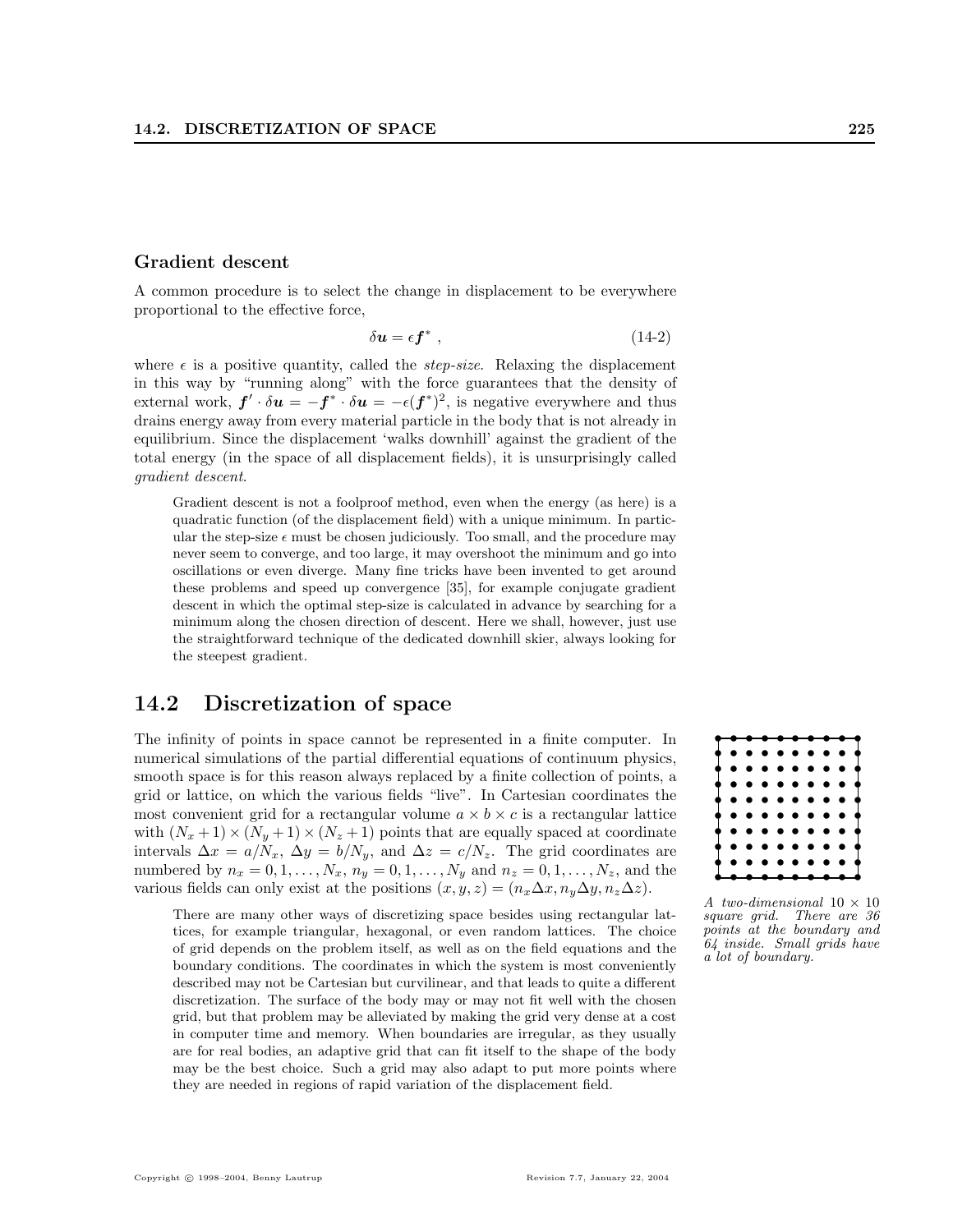### Gradient descent

A common procedure is to select the change in displacement to be everywhere proportional to the effective force,

$$\delta \boldsymbol{u} = \epsilon \boldsymbol{f}^* \ , \tag{14-2}$$

where $\epsilon$ is a positive quantity, called the *step-size*. Relaxing the displacement in this way by "running along" with the force guarantees that the density of external work, $\boldsymbol{f}' \cdot \delta \boldsymbol{u} = -\boldsymbol{f}^* \cdot \delta \boldsymbol{u} = -\epsilon (\boldsymbol{f}^*)^2$, is negative everywhere and thus drains energy away from every material particle in the body that is not already in equilibrium. Since the displacement 'walks downhill' against the gradient of the total energy (in the space of all displacement fields), it is unsurprisingly called *gradient descent*.

Gradient descent is not a foolproof method, even when the energy (as here) is a quadratic function (of the displacement field) with a unique minimum. In particular the step-size $\epsilon$ must be chosen judiciously. Too small, and the procedure may never seem to converge, and too large, it may overshoot the minimum and go into oscillations or even diverge. Many fine tricks have been invented to get around these problems and speed up convergence [35], for example conjugate gradient descent in which the optimal step-size is calculated in advance by searching for a minimum along the chosen direction of descent. Here we shall, however, just use the straightforward technique of the dedicated downhill skier, always looking for the steepest gradient.

## 14.2 Discretization of space

The infinity of points in space cannot be represented in a finite computer. In numerical simulations of the partial differential equations of continuum physics, smooth space is for this reason always replaced by a finite collection of points, a grid or lattice, on which the various fields "live". In Cartesian coordinates the most convenient grid for a rectangular volume $a \times b \times c$ is a rectangular lattice with $(N_x + 1) \times (N_y + 1) \times (N_z + 1)$ points that are equally spaced at coordinate intervals $\Delta x = a/N_x$, $\Delta y = b/N_y$, and $\Delta z = c/N_z$. The grid coordinates are numbered by $n_x = 0, 1, \ldots, N_x$, $n_y = 0, 1, \ldots, N_y$ and $n_z = 0, 1, \ldots, N_z$, and the various fields can only exist at the positions $(x, y, z) = (n_x \Delta x, n_y \Delta y, n_z \Delta z)$.

*A two-dimensional $10 \times 10$ square grid. There are 36 points at the boundary and 64 inside. Small grids have a lot of boundary.*

There are many other ways of discretizing space besides using rectangular lattices, for example triangular, hexagonal, or even random lattices. The choice of grid depends on the problem itself, as well as on the field equations and the boundary conditions. The coordinates in which the system is most conveniently described may not be Cartesian but curvilinear, and that leads to quite a different discretization. The surface of the body may or may not fit well with the chosen grid, but that problem may be alleviated by making the grid very dense at a cost in computer time and memory. When boundaries are irregular, as they usually are for real bodies, an adaptive grid that can fit itself to the shape of the body may be the best choice. Such a grid may also adapt to put more points where they are needed in regions of rapid variation of the displacement field.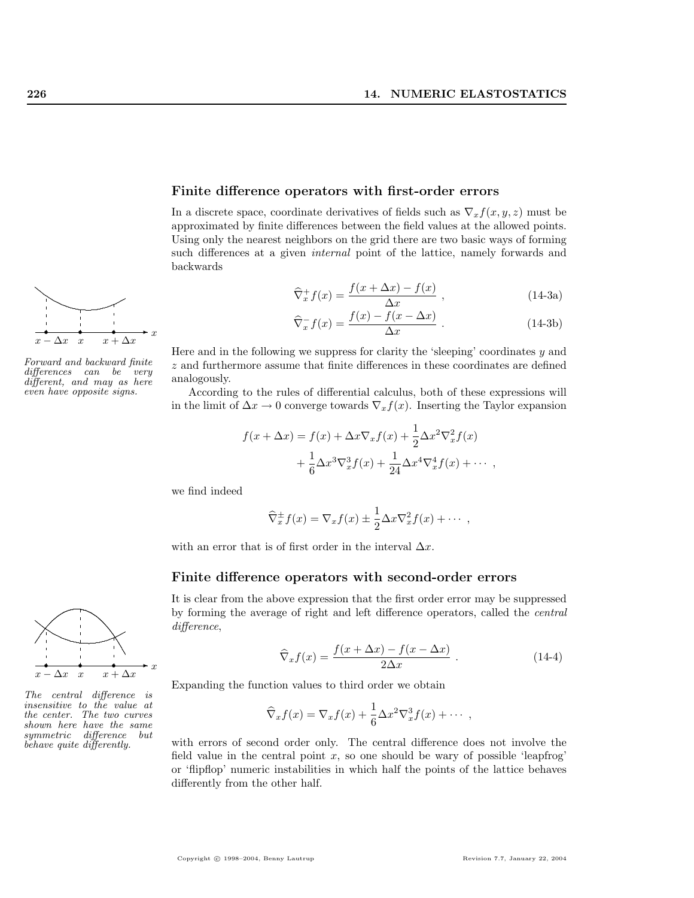## Finite difference operators with first-order errors

In a discrete space, coordinate derivatives of fields such as $\nabla_x f(x, y, z)$ must be approximated by finite differences between the field values at the allowed points. Using only the nearest neighbors on the grid there are two basic ways of forming such differences at a given *internal* point of the lattice, namely forwards and backwards

$$\widehat{\nabla}_x^+ f(x) = \frac{f(x + \Delta x) - f(x)}{\Delta x} \ , \tag{14-3a}$$

$$\widehat{\nabla}_x^- f(x) = \frac{f(x) - f(x - \Delta x)}{\Delta x} \ . \tag{14-3b}$$

*Forward and backward finite differences can be very different, and may as here even have opposite signs.*

Here and in the following we suppress for clarity the 'sleeping' coordinates $y$ and $z$ and furthermore assume that finite differences in these coordinates are defined analogously.

According to the rules of differential calculus, both of these expressions will in the limit of $\Delta x \to 0$ converge towards $\nabla_x f(x)$. Inserting the Taylor expansion

$$f(x + \Delta x) = f(x) + \Delta x \nabla_x f(x) + \frac{1}{2}\Delta x^2 \nabla_x^2 f(x) + \frac{1}{6}\Delta x^3 \nabla_x^3 f(x) + \frac{1}{24}\Delta x^4 \nabla_x^4 f(x) + \cdots \ ,$$

we find indeed

$$\widehat{\nabla}_x^\pm f(x) = \nabla_x f(x) \pm \frac{1}{2}\Delta x \nabla_x^2 f(x) + \cdots \ ,$$

with an error that is of first order in the interval $\Delta x$.

## Finite difference operators with second-order errors

It is clear from the above expression that the first order error may be suppressed by forming the average of right and left difference operators, called the *central difference*,

$$\widehat{\nabla}_x f(x) = \frac{f(x + \Delta x) - f(x - \Delta x)}{2\Delta x} \ . \tag{14-4}$$

Expanding the function values to third order we obtain

$$\widehat{\nabla}_x f(x) = \nabla_x f(x) + \frac{1}{6}\Delta x^2 \nabla_x^3 f(x) + \cdots \ ,$$

with errors of second order only. The central difference does not involve the field value in the central point $x$, so one should be wary of possible 'leapfrog' or 'flipflop' numeric instabilities in which half the points of the lattice behaves differently from the other half.

*The central difference is insensitive to the value at the center. The two curves shown here have the same symmetric difference but behave quite differently.*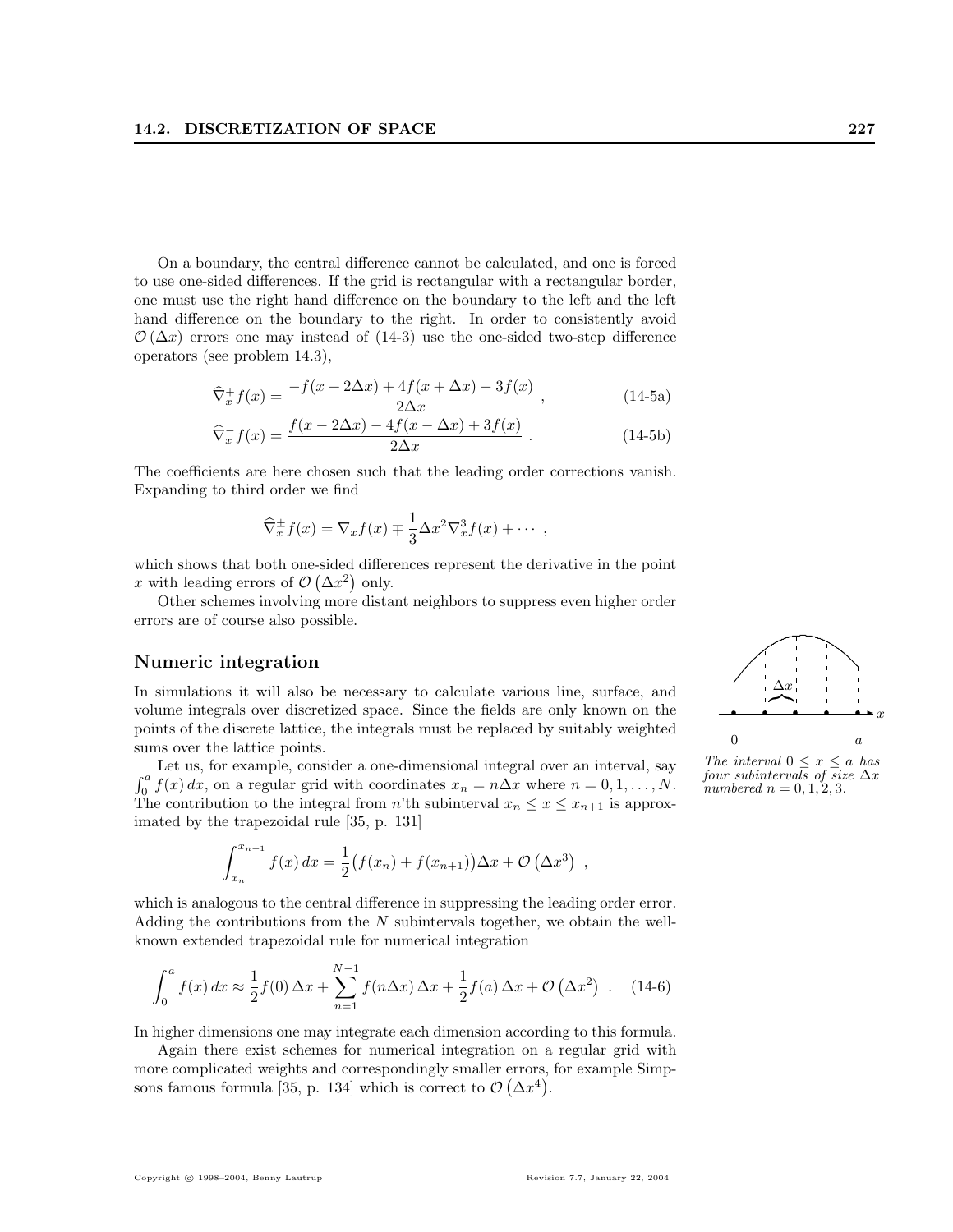On a boundary, the central difference cannot be calculated, and one is forced to use one-sided differences. If the grid is rectangular with a rectangular border, one must use the right hand difference on the boundary to the left and the left hand difference on the boundary to the right. In order to consistently avoid $\mathcal{O}(\Delta x)$ errors one may instead of (14-3) use the one-sided two-step difference operators (see problem 14.3),

$$\widehat{\nabla}_x^+ f(x) = \frac{-f(x+2\Delta x) + 4f(x+\Delta x) - 3f(x)}{2\Delta x} \ , \tag{14-5a}$$

$$\widehat{\nabla}_x^- f(x) = \frac{f(x-2\Delta x) - 4f(x-\Delta x) + 3f(x)}{2\Delta x} \ . \tag{14-5b}$$

The coefficients are here chosen such that the leading order corrections vanish. Expanding to third order we find

$$\widehat{\nabla}_x^\pm f(x) = \nabla_x f(x) \mp \frac{1}{3}\Delta x^2 \nabla_x^3 f(x) + \cdots \ ,$$

which shows that both one-sided differences represent the derivative in the point $x$ with leading errors of $\mathcal{O}(\Delta x^2)$ only.

Other schemes involving more distant neighbors to suppress even higher order errors are of course also possible.

## Numeric integration

In simulations it will also be necessary to calculate various line, surface, and volume integrals over discretized space. Since the fields are only known on the points of the discrete lattice, the integrals must be replaced by suitably weighted sums over the lattice points.

Let us, for example, consider a one-dimensional integral over an interval, say $\int_0^a f(x)\,dx$, on a regular grid with coordinates $x_n = n\Delta x$ where $n = 0, 1, \ldots, N$. The contribution to the integral from $n$'th subinterval $x_n \leq x \leq x_{n+1}$ is approximated by the trapezoidal rule [35, p. 131]

$$\int_{x_n}^{x_{n+1}} f(x)\,dx = \frac{1}{2}\big(f(x_n) + f(x_{n+1})\big)\Delta x + \mathcal{O}\left(\Delta x^3\right) \ ,$$

which is analogous to the central difference in suppressing the leading order error. Adding the contributions from the $N$ subintervals together, we obtain the well-known extended trapezoidal rule for numerical integration

$$\int_0^a f(x)\,dx \approx \frac{1}{2}f(0)\,\Delta x + \sum_{n=1}^{N-1} f(n\Delta x)\,\Delta x + \frac{1}{2}f(a)\,\Delta x + \mathcal{O}\left(\Delta x^2\right) \ . \tag{14-6}$$

In higher dimensions one may integrate each dimension according to this formula.

Again there exist schemes for numerical integration on a regular grid with more complicated weights and correspondingly smaller errors, for example Simpsons famous formula [35, p. 134] which is correct to $\mathcal{O}\left(\Delta x^4\right)$.

*The interval $0 \leq x \leq a$ has four subintervals of size $\Delta x$ numbered $n = 0, 1, 2, 3$.*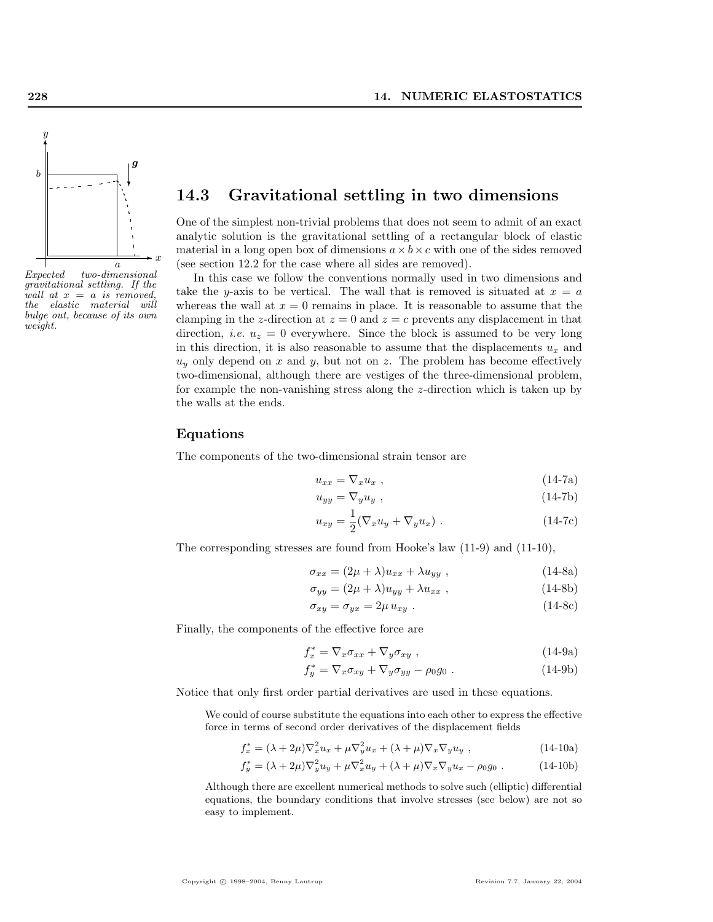## 14.3 Gravitational settling in two dimensions

*Expected two-dimensional gravitational settling. If the wall at $x = a$ is removed, the elastic material will bulge out, because of its own weight.*

One of the simplest non-trivial problems that does not seem to admit of an exact analytic solution is the gravitational settling of a rectangular block of elastic material in a long open box of dimensions $a \times b \times c$ with one of the sides removed (see section 12.2 for the case where all sides are removed).

In this case we follow the conventions normally used in two dimensions and take the $y$-axis to be vertical. The wall that is removed is situated at $x = a$ whereas the wall at $x = 0$ remains in place. It is reasonable to assume that the clamping in the $z$-direction at $z = 0$ and $z = c$ prevents any displacement in that direction, *i.e.* $u_z = 0$ everywhere. Since the block is assumed to be very long in this direction, it is also reasonable to assume that the displacements $u_x$ and $u_y$ only depend on $x$ and $y$, but not on $z$. The problem has become effectively two-dimensional, although there are vestiges of the three-dimensional problem, for example the non-vanishing stress along the $z$-direction which is taken up by the walls at the ends.

### Equations

The components of the two-dimensional strain tensor are

$$u_{xx} = \nabla_x u_x \; , \tag{14-7a}$$

$$u_{yy} = \nabla_y u_y \; , \tag{14-7b}$$

$$u_{xy} = \frac{1}{2}(\nabla_x u_y + \nabla_y u_x) \; . \tag{14-7c}$$

The corresponding stresses are found from Hooke's law (11-9) and (11-10),

$$\sigma_{xx} = (2\mu + \lambda)u_{xx} + \lambda u_{yy} \; , \tag{14-8a}$$

$$\sigma_{yy} = (2\mu + \lambda)u_{yy} + \lambda u_{xx} \; , \tag{14-8b}$$

$$\sigma_{xy} = \sigma_{yx} = 2\mu \, u_{xy} \; . \tag{14-8c}$$

Finally, the components of the effective force are

$$f_x^* = \nabla_x \sigma_{xx} + \nabla_y \sigma_{xy} \; , \tag{14-9a}$$

$$f_y^* = \nabla_x \sigma_{xy} + \nabla_y \sigma_{yy} - \rho_0 g_0 \; . \tag{14-9b}$$

Notice that only first order partial derivatives are used in these equations.

We could of course substitute the equations into each other to express the effective force in terms of second order derivatives of the displacement fields

$$f_x^* = (\lambda + 2\mu)\nabla_x^2 u_x + \mu \nabla_y^2 u_x + (\lambda + \mu)\nabla_x \nabla_y u_y \; , \tag{14-10a}$$

$$f_y^* = (\lambda + 2\mu)\nabla_y^2 u_y + \mu \nabla_x^2 u_y + (\lambda + \mu)\nabla_x \nabla_y u_x - \rho_0 g_0 \; . \tag{14-10b}$$

Although there are excellent numerical methods to solve such (elliptic) differential equations, the boundary conditions that involve stresses (see below) are not so easy to implement.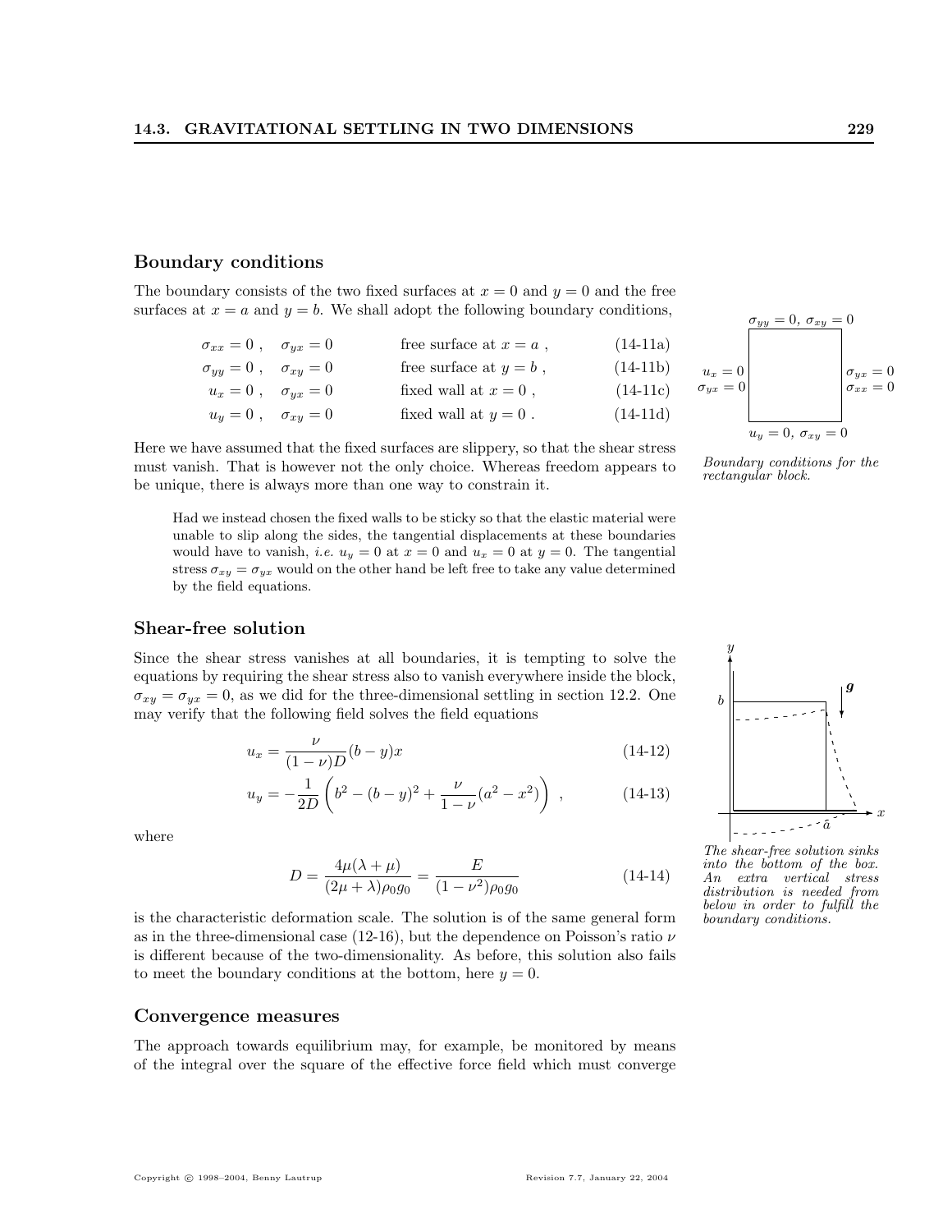### Boundary conditions

The boundary consists of the two fixed surfaces at $x = 0$ and $y = 0$ and the free surfaces at $x = a$ and $y = b$. We shall adopt the following boundary conditions,

$$\sigma_{xx} = 0 \,, \quad \sigma_{yx} = 0 \qquad \text{free surface at } x = a \,, \tag{14-11a}$$

$$\sigma_{yy} = 0 \,, \quad \sigma_{xy} = 0 \qquad \text{free surface at } y = b \,, \tag{14-11b}$$

$$u_x = 0 \,, \quad \sigma_{yx} = 0 \qquad \text{fixed wall at } x = 0 \,, \tag{14-11c}$$

$$u_y = 0 \,, \quad \sigma_{xy} = 0 \qquad \text{fixed wall at } y = 0 \,. \tag{14-11d}$$

Here we have assumed that the fixed surfaces are slippery, so that the shear stress must vanish. That is however not the only choice. Whereas freedom appears to be unique, there is always more than one way to constrain it.

Had we instead chosen the fixed walls to be sticky so that the elastic material were unable to slip along the sides, the tangential displacements at these boundaries would have to vanish, *i.e.* $u_y = 0$ at $x = 0$ and $u_x = 0$ at $y = 0$. The tangential stress $\sigma_{xy} = \sigma_{yx}$ would on the other hand be left free to take any value determined by the field equations.

$\sigma_{yy} = 0,\ \sigma_{xy} = 0$; $u_x = 0$, $\sigma_{yx} = 0$; $\sigma_{yx} = 0$, $\sigma_{xx} = 0$; $u_y = 0,\ \sigma_{xy} = 0$

*Boundary conditions for the rectangular block.*

### Shear-free solution

Since the shear stress vanishes at all boundaries, it is tempting to solve the equations by requiring the shear stress also to vanish everywhere inside the block, $\sigma_{xy} = \sigma_{yx} = 0$, as we did for the three-dimensional settling in section 12.2. One may verify that the following field solves the field equations

$$u_x = \frac{\nu}{(1-\nu)D}(b-y)x \tag{14-12}$$

$$u_y = -\frac{1}{2D}\left(b^2 - (b-y)^2 + \frac{\nu}{1-\nu}(a^2 - x^2)\right) \,, \tag{14-13}$$

where

$$D = \frac{4\mu(\lambda+\mu)}{(2\mu+\lambda)\rho_0 g_0} = \frac{E}{(1-\nu^2)\rho_0 g_0} \tag{14-14}$$

is the characteristic deformation scale. The solution is of the same general form as in the three-dimensional case (12-16), but the dependence on Poisson's ratio $\nu$ is different because of the two-dimensionality. As before, this solution also fails to meet the boundary conditions at the bottom, here $y = 0$.

*The shear-free solution sinks into the bottom of the box. An extra vertical stress distribution is needed from below in order to fulfill the boundary conditions.*

### Convergence measures

The approach towards equilibrium may, for example, be monitored by means of the integral over the square of the effective force field which must converge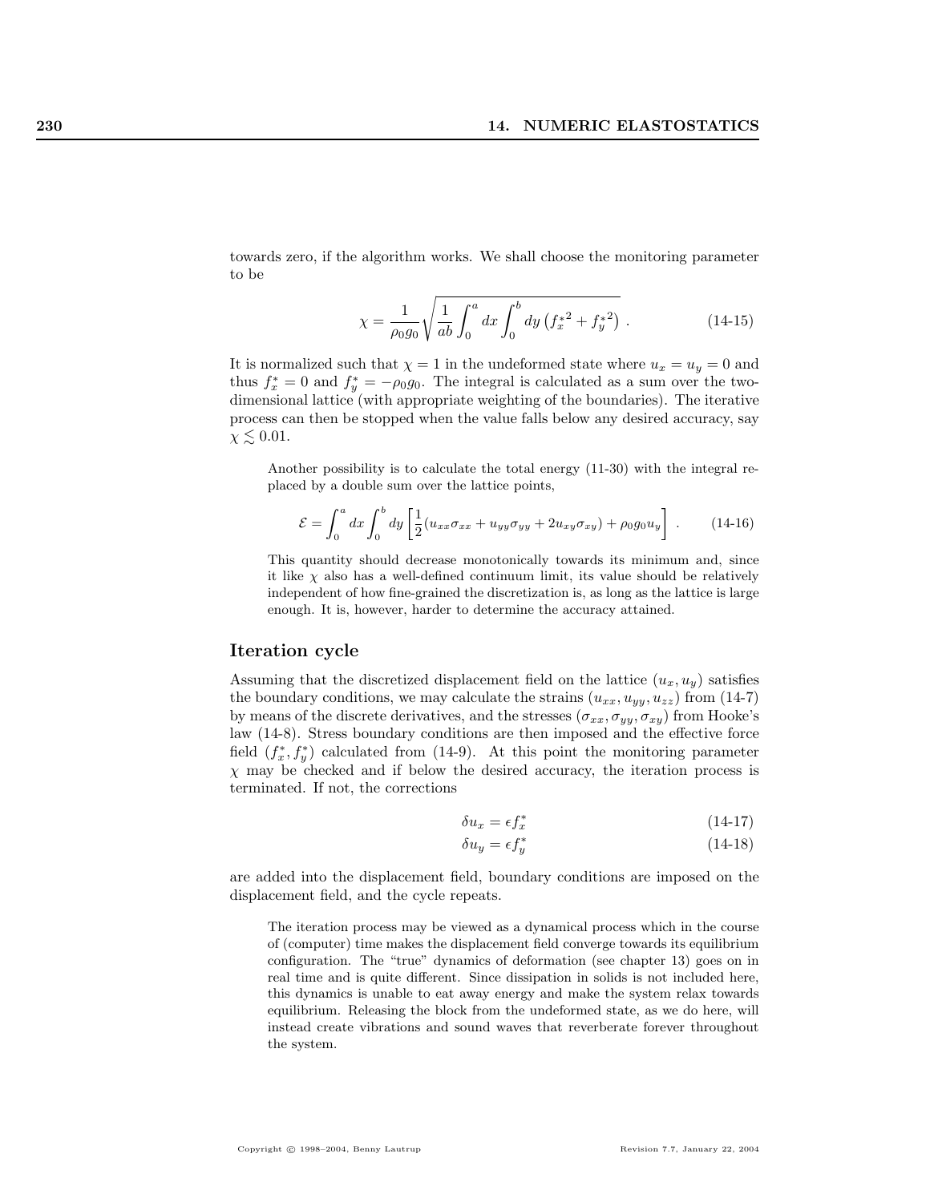towards zero, if the algorithm works. We shall choose the monitoring parameter to be

$$\chi = \frac{1}{\rho_0 g_0} \sqrt{\frac{1}{ab} \int_0^a dx \int_0^b dy \left( f_x^{*2} + f_y^{*2} \right)} \ . \tag{14-15}$$

It is normalized such that $\chi = 1$ in the undeformed state where $u_x = u_y = 0$ and thus $f_x^* = 0$ and $f_y^* = -\rho_0 g_0$. The integral is calculated as a sum over the two-dimensional lattice (with appropriate weighting of the boundaries). The iterative process can then be stopped when the value falls below any desired accuracy, say $\chi \lesssim 0.01$.

Another possibility is to calculate the total energy (11-30) with the integral replaced by a double sum over the lattice points,

$$\mathcal{E} = \int_0^a dx \int_0^b dy \left[ \frac{1}{2} (u_{xx}\sigma_{xx} + u_{yy}\sigma_{yy} + 2u_{xy}\sigma_{xy}) + \rho_0 g_0 u_y \right] \ . \tag{14-16}$$

This quantity should decrease monotonically towards its minimum and, since it like $\chi$ also has a well-defined continuum limit, its value should be relatively independent of how fine-grained the discretization is, as long as the lattice is large enough. It is, however, harder to determine the accuracy attained.

## Iteration cycle

Assuming that the discretized displacement field on the lattice $(u_x, u_y)$ satisfies the boundary conditions, we may calculate the strains $(u_{xx}, u_{yy}, u_{zz})$ from (14-7) by means of the discrete derivatives, and the stresses $(\sigma_{xx}, \sigma_{yy}, \sigma_{xy})$ from Hooke's law (14-8). Stress boundary conditions are then imposed and the effective force field $(f_x^*, f_y^*)$ calculated from (14-9). At this point the monitoring parameter $\chi$ may be checked and if below the desired accuracy, the iteration process is terminated. If not, the corrections

$$\delta u_x = \epsilon f_x^* \tag{14-17}$$

$$\delta u_y = \epsilon f_y^* \tag{14-18}$$

are added into the displacement field, boundary conditions are imposed on the displacement field, and the cycle repeats.

The iteration process may be viewed as a dynamical process which in the course of (computer) time makes the displacement field converge towards its equilibrium configuration. The "true" dynamics of deformation (see chapter 13) goes on in real time and is quite different. Since dissipation in solids is not included here, this dynamics is unable to eat away energy and make the system relax towards equilibrium. Releasing the block from the undeformed state, as we do here, will instead create vibrations and sound waves that reverberate forever throughout the system.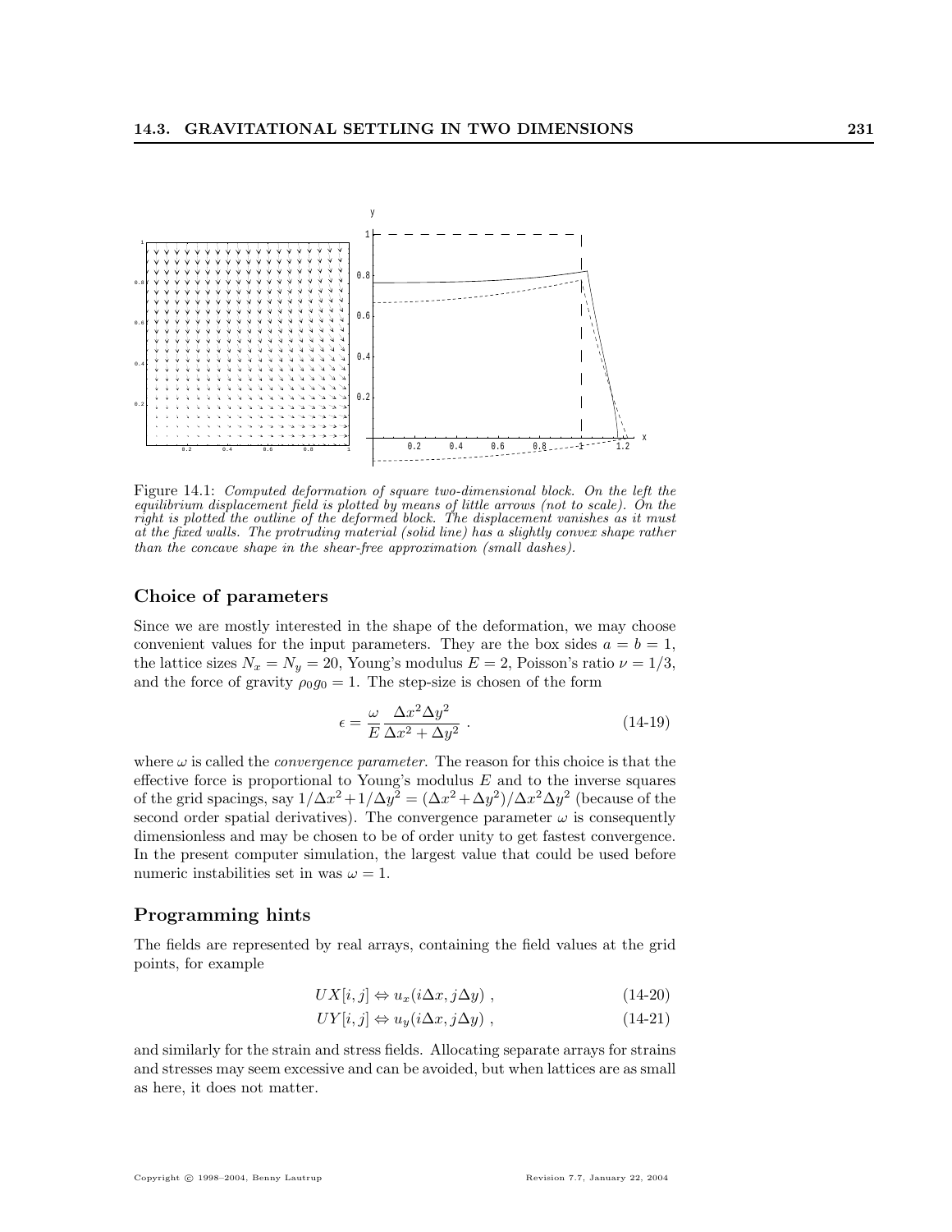Figure 14.1: *Computed deformation of square two-dimensional block. On the left the equilibrium displacement field is plotted by means of little arrows (not to scale). On the right is plotted the outline of the deformed block. The displacement vanishes as it must at the fixed walls. The protruding material (solid line) has a slightly convex shape rather than the concave shape in the shear-free approximation (small dashes).*

## Choice of parameters

Since we are mostly interested in the shape of the deformation, we may choose convenient values for the input parameters. They are the box sides $a = b = 1$, the lattice sizes $N_x = N_y = 20$, Young's modulus $E = 2$, Poisson's ratio $\nu = 1/3$, and the force of gravity $\rho_0 g_0 = 1$. The step-size is chosen of the form

$$\epsilon = \frac{\omega}{E} \frac{\Delta x^2 \Delta y^2}{\Delta x^2 + \Delta y^2} \ . \tag{14-19}$$

where $\omega$ is called the *convergence parameter*. The reason for this choice is that the effective force is proportional to Young's modulus $E$ and to the inverse squares of the grid spacings, say $1/\Delta x^2 + 1/\Delta y^2 = (\Delta x^2 + \Delta y^2)/\Delta x^2 \Delta y^2$ (because of the second order spatial derivatives). The convergence parameter $\omega$ is consequently dimensionless and may be chosen to be of order unity to get fastest convergence. In the present computer simulation, the largest value that could be used before numeric instabilities set in was $\omega = 1$.

## Programming hints

The fields are represented by real arrays, containing the field values at the grid points, for example

$$UX[i,j] \Leftrightarrow u_x(i\Delta x, j\Delta y) \ , \tag{14-20}$$

$$UY[i,j] \Leftrightarrow u_y(i\Delta x, j\Delta y) \ , \tag{14-21}$$

and similarly for the strain and stress fields. Allocating separate arrays for strains and stresses may seem excessive and can be avoided, but when lattices are as small as here, it does not matter.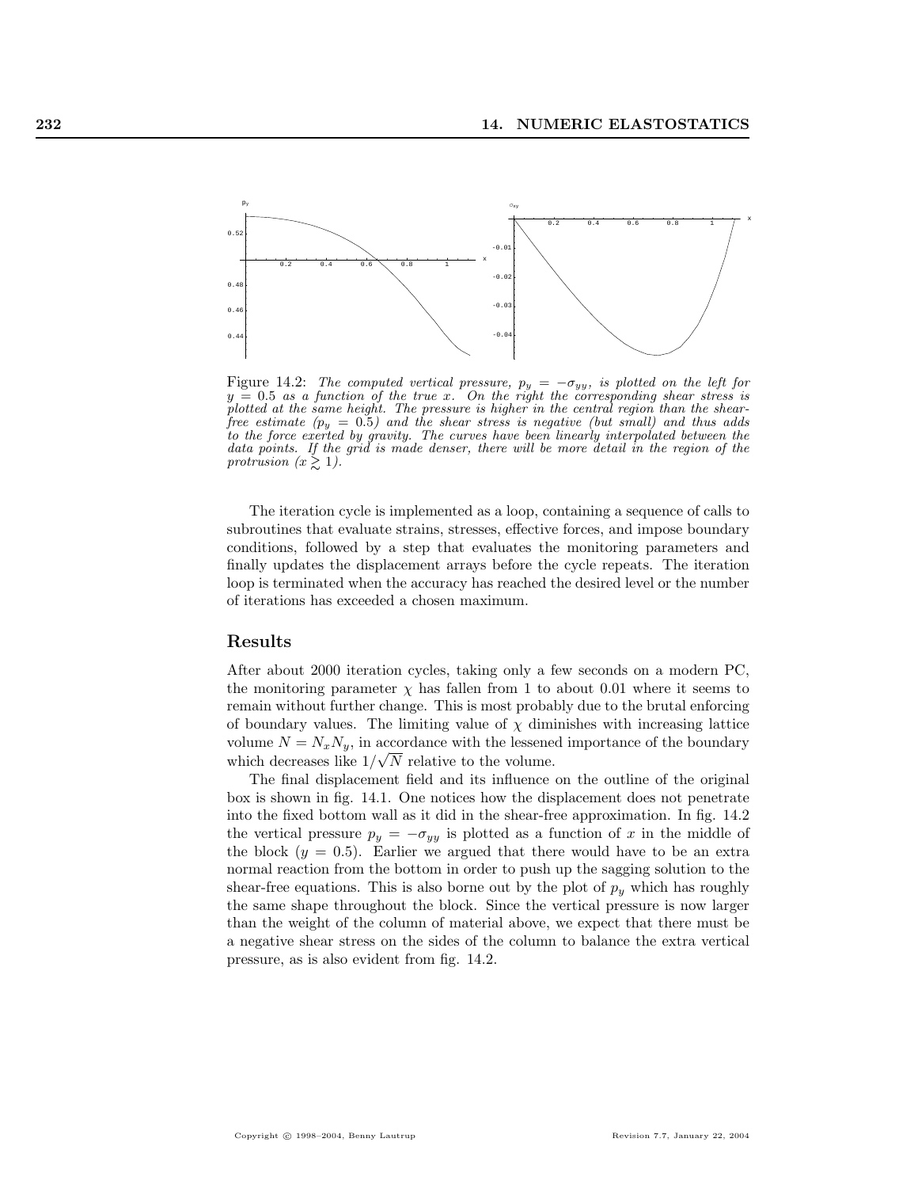Figure 14.2: *The computed vertical pressure, $p_y = -\sigma_{yy}$, is plotted on the left for $y = 0.5$ as a function of the true $x$. On the right the corresponding shear stress is plotted at the same height. The pressure is higher in the central region than the shear-free estimate ($p_y = 0.5$) and the shear stress is negative (but small) and thus adds to the force exerted by gravity. The curves have been linearly interpolated between the data points. If the grid is made denser, there will be more detail in the region of the protrusion ($x \gtrsim 1$).*

The iteration cycle is implemented as a loop, containing a sequence of calls to subroutines that evaluate strains, stresses, effective forces, and impose boundary conditions, followed by a step that evaluates the monitoring parameters and finally updates the displacement arrays before the cycle repeats. The iteration loop is terminated when the accuracy has reached the desired level or the number of iterations has exceeded a chosen maximum.

## Results

After about 2000 iteration cycles, taking only a few seconds on a modern PC, the monitoring parameter $\chi$ has fallen from 1 to about 0.01 where it seems to remain without further change. This is most probably due to the brutal enforcing of boundary values. The limiting value of $\chi$ diminishes with increasing lattice volume $N = N_x N_y$, in accordance with the lessened importance of the boundary which decreases like $1/\sqrt{N}$ relative to the volume.

The final displacement field and its influence on the outline of the original box is shown in fig. 14.1. One notices how the displacement does not penetrate into the fixed bottom wall as it did in the shear-free approximation. In fig. 14.2 the vertical pressure $p_y = -\sigma_{yy}$ is plotted as a function of $x$ in the middle of the block ($y = 0.5$). Earlier we argued that there would have to be an extra normal reaction from the bottom in order to push up the sagging solution to the shear-free equations. This is also borne out by the plot of $p_y$ which has roughly the same shape throughout the block. Since the vertical pressure is now larger than the weight of the column of material above, we expect that there must be a negative shear stress on the sides of the column to balance the extra vertical pressure, as is also evident from fig. 14.2.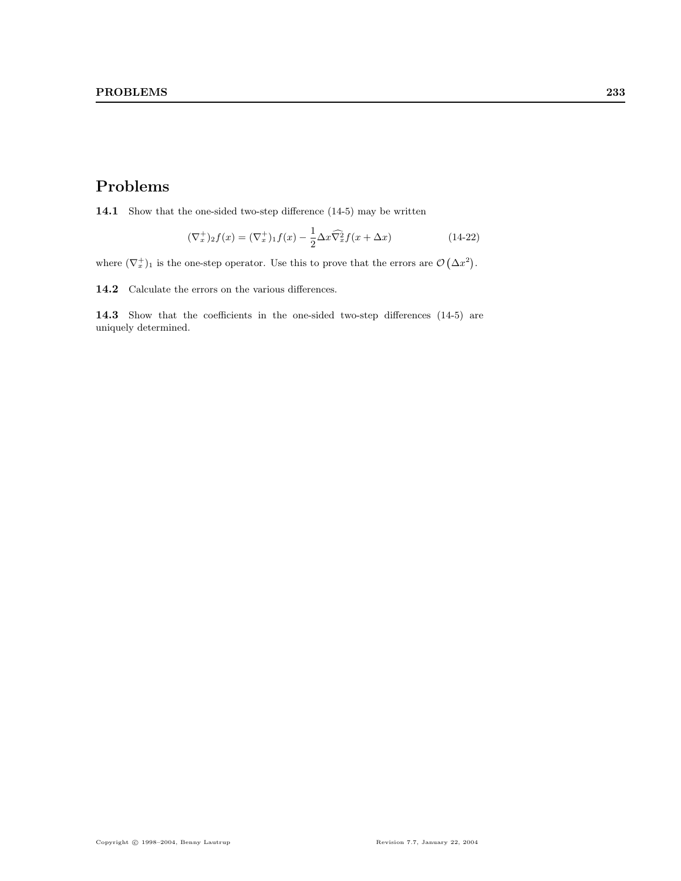## Problems

**14.1** Show that the one-sided two-step difference (14-5) may be written

$$(\nabla_x^+)_2 f(x) = (\nabla_x^+)_1 f(x) - \frac{1}{2}\Delta x \widehat{\nabla_x^2} f(x + \Delta x) \tag{14-22}$$

where $(\nabla_x^+)_1$ is the one-step operator. Use this to prove that the errors are $\mathcal{O}\left(\Delta x^2\right)$.

**14.2** Calculate the errors on the various differences.

**14.3** Show that the coefficients in the one-sided two-step differences (14-5) are uniquely determined.